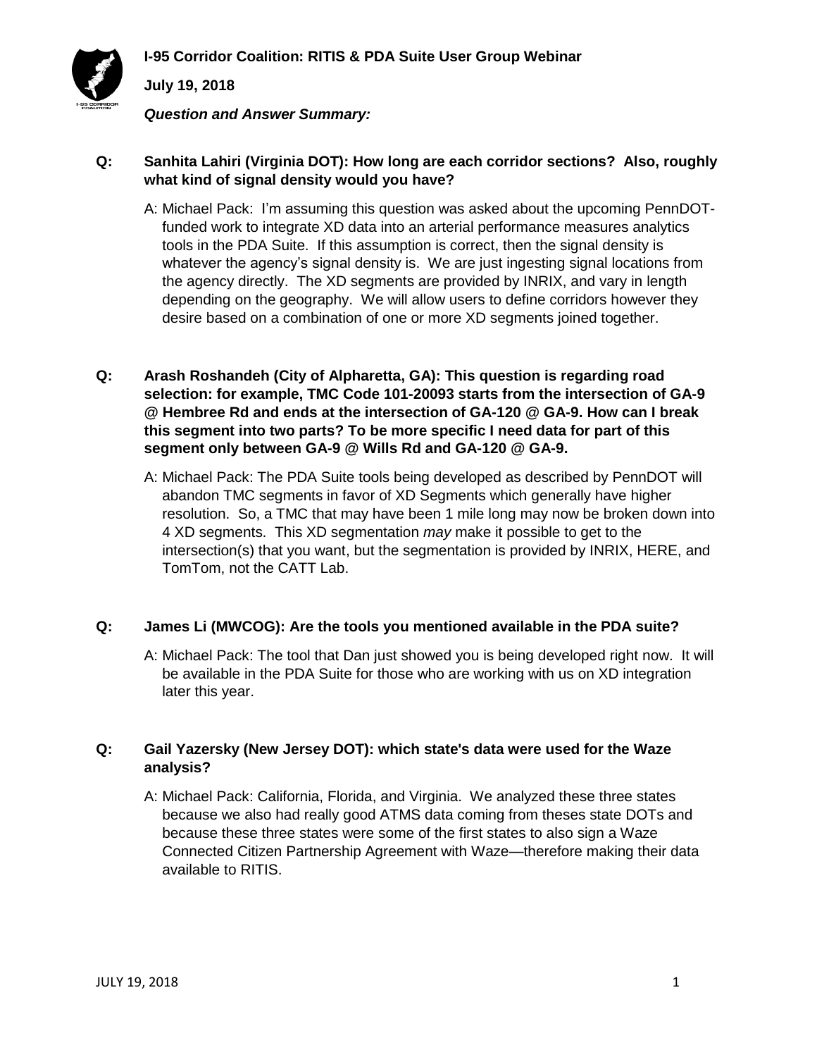**I-95 Corridor Coalition: RITIS & PDA Suite User Group Webinar**

**July 19, 2018**

***Question and Answer Summary:***

**Q: Sanhita Lahiri (Virginia DOT): How long are each corridor sections? Also, roughly what kind of signal density would you have?**

A: Michael Pack: I'm assuming this question was asked about the upcoming PennDOT-funded work to integrate XD data into an arterial performance measures analytics tools in the PDA Suite. If this assumption is correct, then the signal density is whatever the agency's signal density is. We are just ingesting signal locations from the agency directly. The XD segments are provided by INRIX, and vary in length depending on the geography. We will allow users to define corridors however they desire based on a combination of one or more XD segments joined together.

**Q: Arash Roshandeh (City of Alpharetta, GA): This question is regarding road selection: for example, TMC Code 101-20093 starts from the intersection of GA-9 @ Hembree Rd and ends at the intersection of GA-120 @ GA-9. How can I break this segment into two parts? To be more specific I need data for part of this segment only between GA-9 @ Wills Rd and GA-120 @ GA-9.**

A: Michael Pack: The PDA Suite tools being developed as described by PennDOT will abandon TMC segments in favor of XD Segments which generally have higher resolution. So, a TMC that may have been 1 mile long may now be broken down into 4 XD segments. This XD segmentation *may* make it possible to get to the intersection(s) that you want, but the segmentation is provided by INRIX, HERE, and TomTom, not the CATT Lab.

**Q: James Li (MWCOG): Are the tools you mentioned available in the PDA suite?**

A: Michael Pack: The tool that Dan just showed you is being developed right now. It will be available in the PDA Suite for those who are working with us on XD integration later this year.

**Q: Gail Yazersky (New Jersey DOT): which state's data were used for the Waze analysis?**

A: Michael Pack: California, Florida, and Virginia. We analyzed these three states because we also had really good ATMS data coming from theses state DOTs and because these three states were some of the first states to also sign a Waze Connected Citizen Partnership Agreement with Waze—therefore making their data available to RITIS.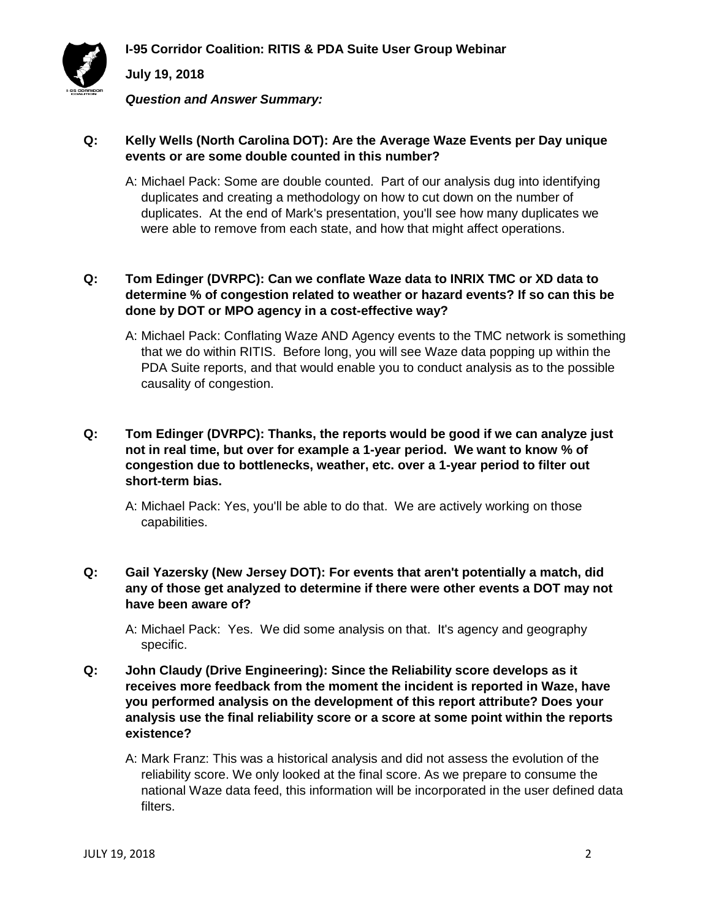**Q: Kelly Wells (North Carolina DOT): Are the Average Waze Events per Day unique events or are some double counted in this number?**

A: Michael Pack: Some are double counted. Part of our analysis dug into identifying duplicates and creating a methodology on how to cut down on the number of duplicates. At the end of Mark's presentation, you'll see how many duplicates we were able to remove from each state, and how that might affect operations.

**Q: Tom Edinger (DVRPC): Can we conflate Waze data to INRIX TMC or XD data to determine % of congestion related to weather or hazard events? If so can this be done by DOT or MPO agency in a cost-effective way?**

A: Michael Pack: Conflating Waze AND Agency events to the TMC network is something that we do within RITIS. Before long, you will see Waze data popping up within the PDA Suite reports, and that would enable you to conduct analysis as to the possible causality of congestion.

**Q: Tom Edinger (DVRPC): Thanks, the reports would be good if we can analyze just not in real time, but over for example a 1-year period. We want to know % of congestion due to bottlenecks, weather, etc. over a 1-year period to filter out short-term bias.**

A: Michael Pack: Yes, you'll be able to do that. We are actively working on those capabilities.

**Q: Gail Yazersky (New Jersey DOT): For events that aren't potentially a match, did any of those get analyzed to determine if there were other events a DOT may not have been aware of?**

A: Michael Pack: Yes. We did some analysis on that. It's agency and geography specific.

**Q: John Claudy (Drive Engineering): Since the Reliability score develops as it receives more feedback from the moment the incident is reported in Waze, have you performed analysis on the development of this report attribute? Does your analysis use the final reliability score or a score at some point within the reports existence?**

A: Mark Franz: This was a historical analysis and did not assess the evolution of the reliability score. We only looked at the final score. As we prepare to consume the national Waze data feed, this information will be incorporated in the user defined data filters.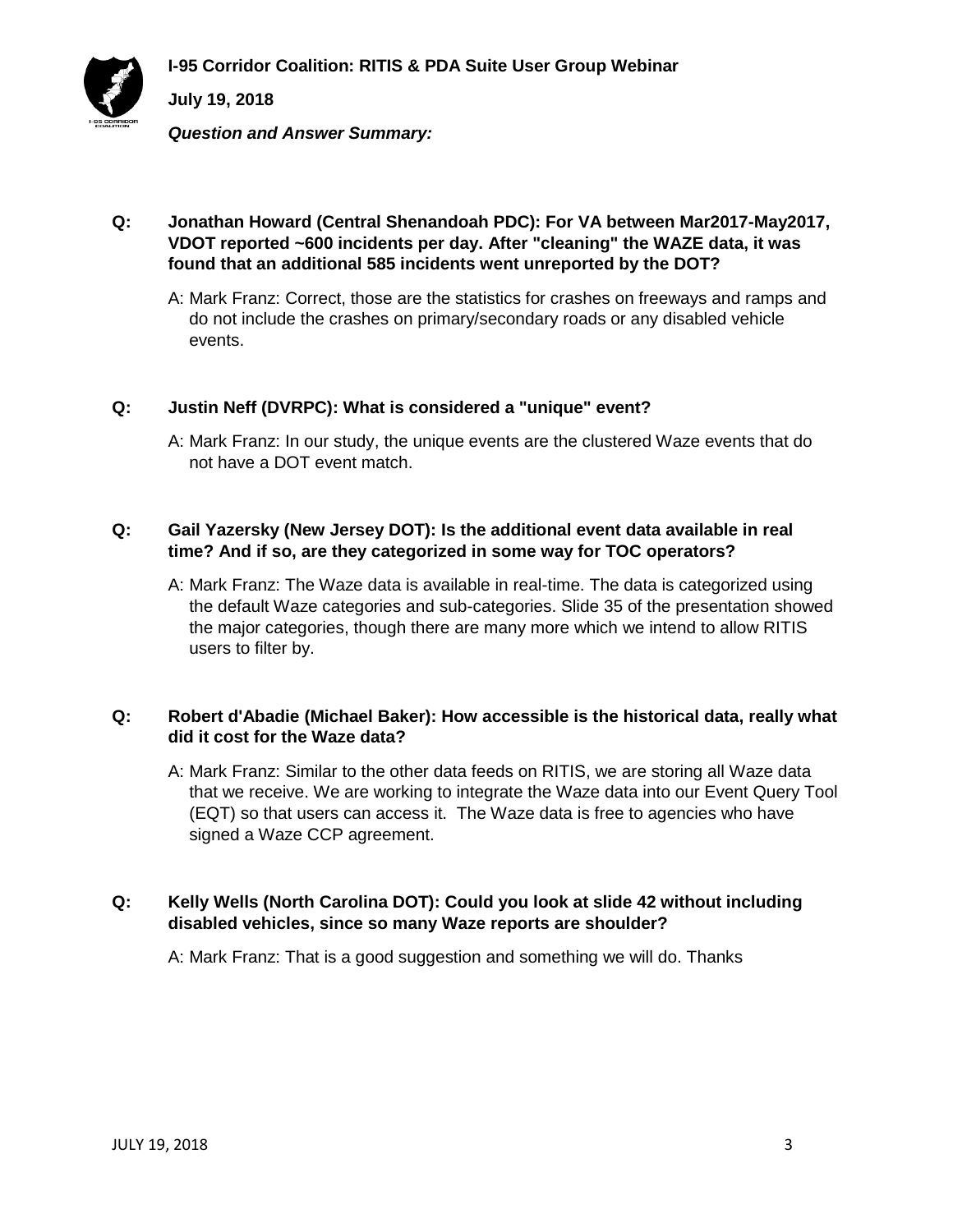**Q: Jonathan Howard (Central Shenandoah PDC): For VA between Mar2017-May2017, VDOT reported ~600 incidents per day. After "cleaning" the WAZE data, it was found that an additional 585 incidents went unreported by the DOT?**

A: Mark Franz: Correct, those are the statistics for crashes on freeways and ramps and do not include the crashes on primary/secondary roads or any disabled vehicle events.

**Q: Justin Neff (DVRPC): What is considered a "unique" event?**

A: Mark Franz: In our study, the unique events are the clustered Waze events that do not have a DOT event match.

**Q: Gail Yazersky (New Jersey DOT): Is the additional event data available in real time? And if so, are they categorized in some way for TOC operators?**

A: Mark Franz: The Waze data is available in real-time. The data is categorized using the default Waze categories and sub-categories. Slide 35 of the presentation showed the major categories, though there are many more which we intend to allow RITIS users to filter by.

**Q: Robert d'Abadie (Michael Baker): How accessible is the historical data, really what did it cost for the Waze data?**

A: Mark Franz: Similar to the other data feeds on RITIS, we are storing all Waze data that we receive. We are working to integrate the Waze data into our Event Query Tool (EQT) so that users can access it. The Waze data is free to agencies who have signed a Waze CCP agreement.

**Q: Kelly Wells (North Carolina DOT): Could you look at slide 42 without including disabled vehicles, since so many Waze reports are shoulder?**

A: Mark Franz: That is a good suggestion and something we will do. Thanks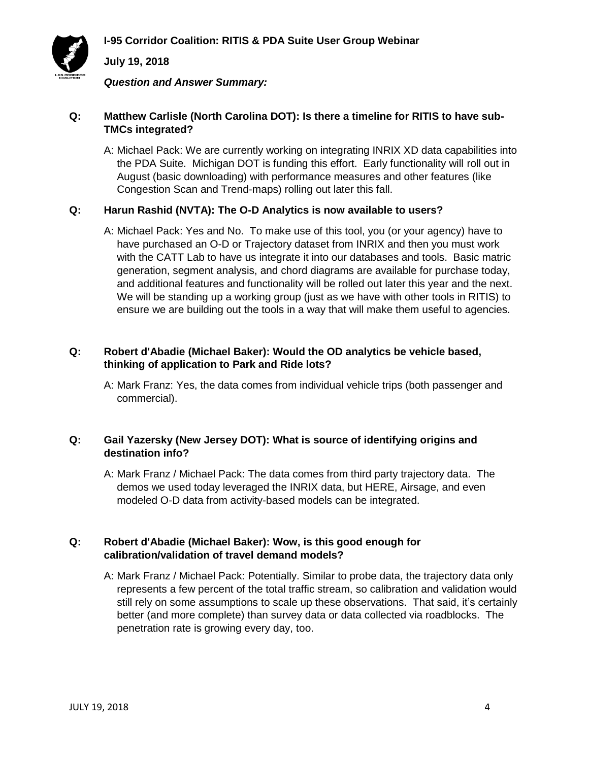**I-95 Corridor Coalition: RITIS & PDA Suite User Group Webinar**

**July 19, 2018**

***Question and Answer Summary:***

**Q: Matthew Carlisle (North Carolina DOT): Is there a timeline for RITIS to have sub-TMCs integrated?**

A: Michael Pack: We are currently working on integrating INRIX XD data capabilities into the PDA Suite. Michigan DOT is funding this effort. Early functionality will roll out in August (basic downloading) with performance measures and other features (like Congestion Scan and Trend-maps) rolling out later this fall.

**Q: Harun Rashid (NVTA): The O-D Analytics is now available to users?**

A: Michael Pack: Yes and No. To make use of this tool, you (or your agency) have to have purchased an O-D or Trajectory dataset from INRIX and then you must work with the CATT Lab to have us integrate it into our databases and tools. Basic matric generation, segment analysis, and chord diagrams are available for purchase today, and additional features and functionality will be rolled out later this year and the next. We will be standing up a working group (just as we have with other tools in RITIS) to ensure we are building out the tools in a way that will make them useful to agencies.

**Q: Robert d'Abadie (Michael Baker): Would the OD analytics be vehicle based, thinking of application to Park and Ride lots?**

A: Mark Franz: Yes, the data comes from individual vehicle trips (both passenger and commercial).

**Q: Gail Yazersky (New Jersey DOT): What is source of identifying origins and destination info?**

A: Mark Franz / Michael Pack: The data comes from third party trajectory data. The demos we used today leveraged the INRIX data, but HERE, Airsage, and even modeled O-D data from activity-based models can be integrated.

**Q: Robert d'Abadie (Michael Baker): Wow, is this good enough for calibration/validation of travel demand models?**

A: Mark Franz / Michael Pack: Potentially. Similar to probe data, the trajectory data only represents a few percent of the total traffic stream, so calibration and validation would still rely on some assumptions to scale up these observations. That said, it's certainly better (and more complete) than survey data or data collected via roadblocks. The penetration rate is growing every day, too.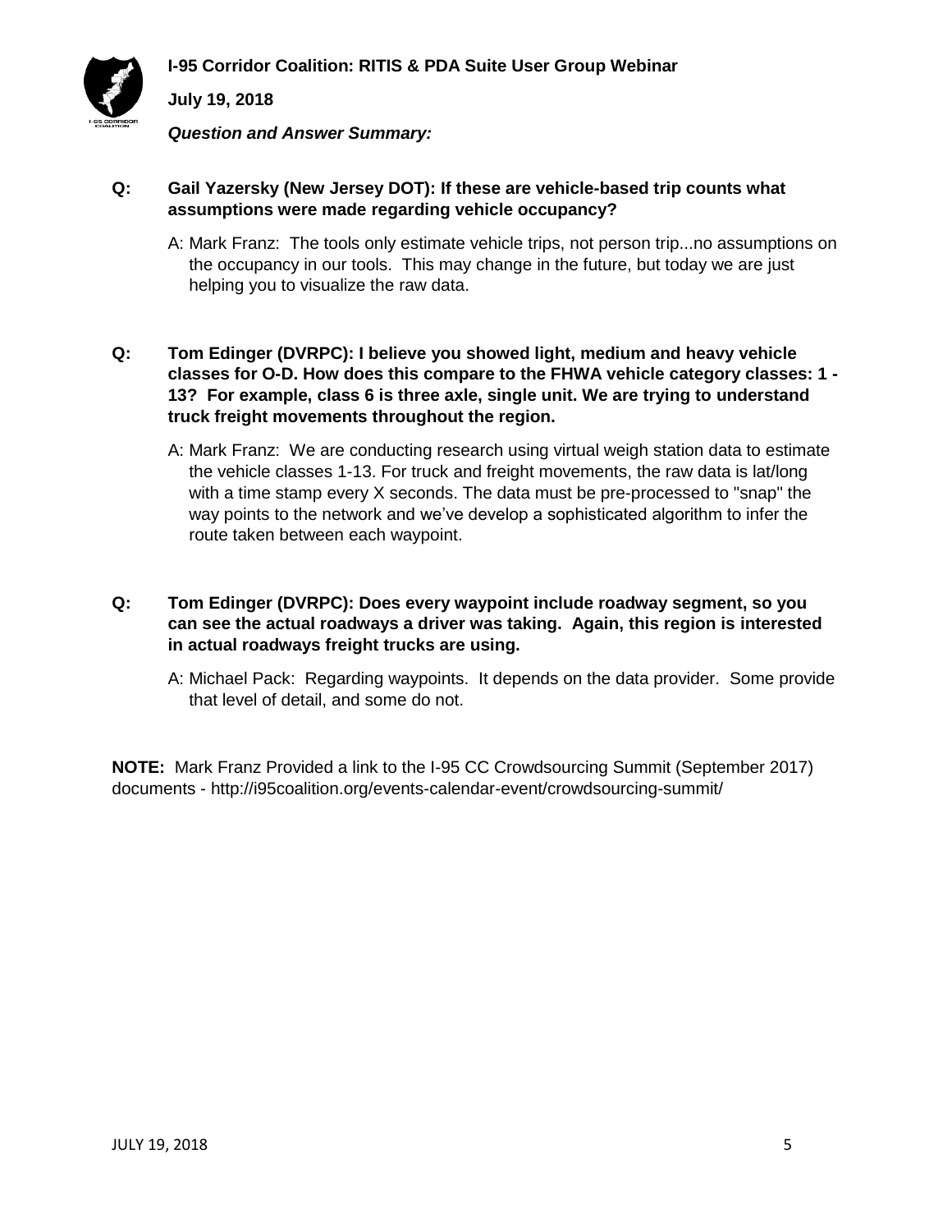**I-95 Corridor Coalition: RITIS & PDA Suite User Group Webinar**

**July 19, 2018**

***Question and Answer Summary:***

**Q: Gail Yazersky (New Jersey DOT): If these are vehicle-based trip counts what assumptions were made regarding vehicle occupancy?**

A: Mark Franz: The tools only estimate vehicle trips, not person trip...no assumptions on the occupancy in our tools. This may change in the future, but today we are just helping you to visualize the raw data.

**Q: Tom Edinger (DVRPC): I believe you showed light, medium and heavy vehicle classes for O-D. How does this compare to the FHWA vehicle category classes: 1 - 13? For example, class 6 is three axle, single unit. We are trying to understand truck freight movements throughout the region.**

A: Mark Franz: We are conducting research using virtual weigh station data to estimate the vehicle classes 1-13. For truck and freight movements, the raw data is lat/long with a time stamp every X seconds. The data must be pre-processed to "snap" the way points to the network and we've develop a sophisticated algorithm to infer the route taken between each waypoint.

**Q: Tom Edinger (DVRPC): Does every waypoint include roadway segment, so you can see the actual roadways a driver was taking. Again, this region is interested in actual roadways freight trucks are using.**

A: Michael Pack: Regarding waypoints. It depends on the data provider. Some provide that level of detail, and some do not.

**NOTE:** Mark Franz Provided a link to the I-95 CC Crowdsourcing Summit (September 2017) documents - http://i95coalition.org/events-calendar-event/crowdsourcing-summit/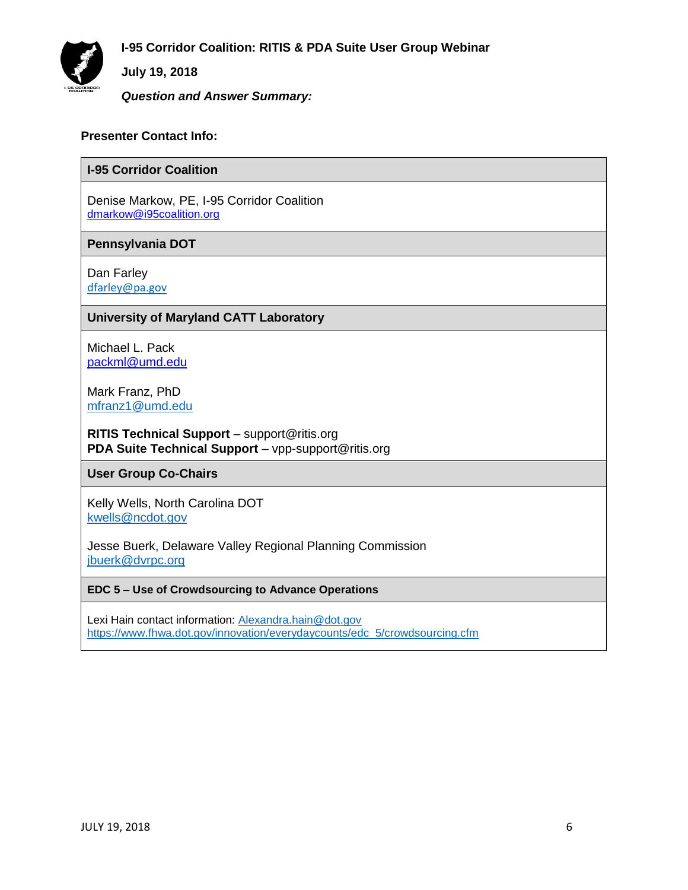**Presenter Contact Info:**

| **I-95 Corridor Coalition** |
|---|
| Denise Markow, PE, I-95 Corridor Coalition<br>dmarkow@i95coalition.org |
| **Pennsylvania DOT** |
| Dan Farley<br>dfarley@pa.gov |
| **University of Maryland CATT Laboratory** |
| Michael L. Pack<br>packml@umd.edu<br><br>Mark Franz, PhD<br>mfranz1@umd.edu<br><br>**RITIS Technical Support** – support@ritis.org<br>**PDA Suite Technical Support** – vpp-support@ritis.org |
| **User Group Co-Chairs** |
| Kelly Wells, North Carolina DOT<br>kwells@ncdot.gov<br><br>Jesse Buerk, Delaware Valley Regional Planning Commission<br>jbuerk@dvrpc.org |
| **EDC 5 – Use of Crowdsourcing to Advance Operations** |
| Lexi Hain contact information: Alexandra.hain@dot.gov<br>https://www.fhwa.dot.gov/innovation/everydaycounts/edc_5/crowdsourcing.cfm |